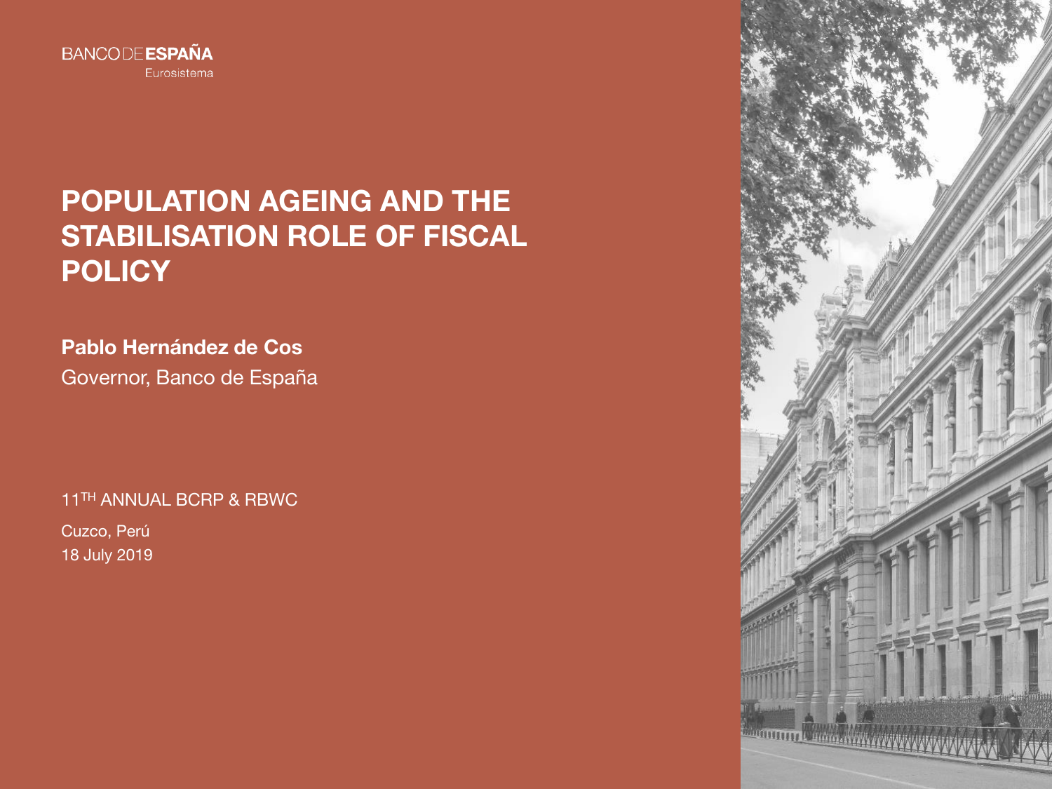BANCO DE ESPAÑA
Eurosistema

# POPULATION AGEING AND THE STABILISATION ROLE OF FISCAL POLICY

**Pablo Hernández de Cos**

Governor, Banco de España

11TH ANNUAL BCRP & RBWC

Cuzco, Perú

18 July 2019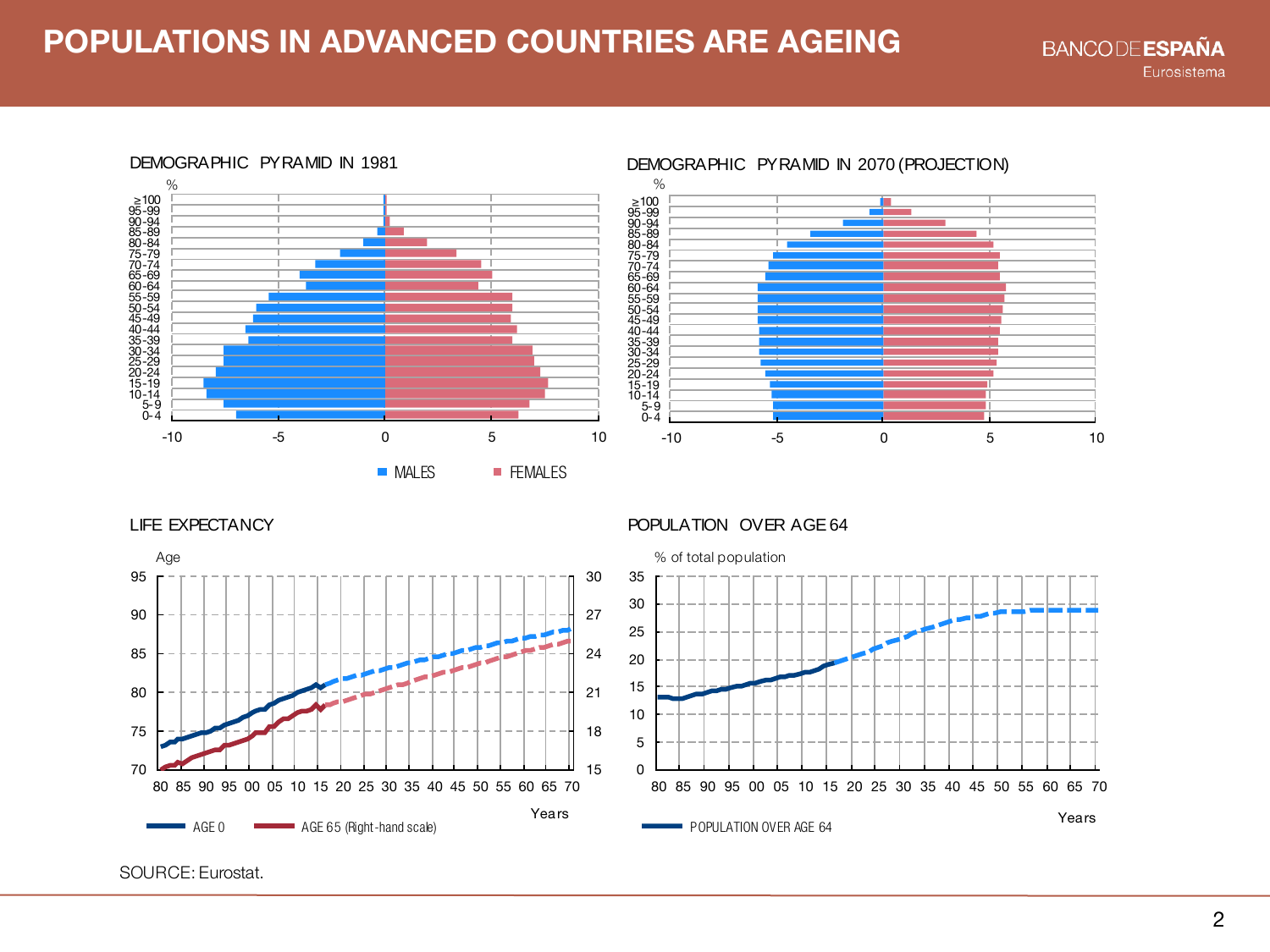# POPULATIONS IN ADVANCED COUNTRIES ARE AGEING

DEMOGRAPHIC PYRAMID IN 1981

DEMOGRAPHIC PYRAMID IN 2070 (PROJECTION)

MALES FEMALES

LIFE EXPECTANCY

AGE 0 AGE 65 (Right-hand scale)

POPULATION OVER AGE 64

POPULATION OVER AGE 64

SOURCE: Eurostat.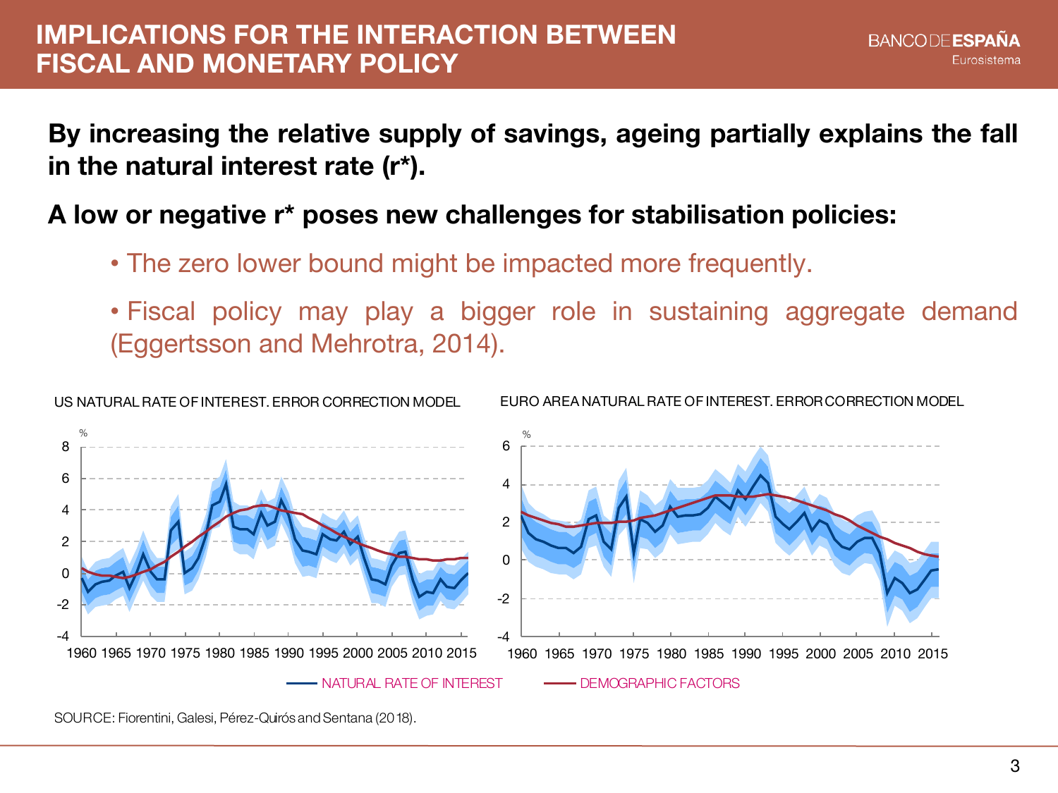# IMPLICATIONS FOR THE INTERACTION BETWEEN FISCAL AND MONETARY POLICY

**By increasing the relative supply of savings, ageing partially explains the fall in the natural interest rate (r\*).**

**A low or negative r\* poses new challenges for stabilisation policies:**

- The zero lower bound might be impacted more frequently.
- Fiscal policy may play a bigger role in sustaining aggregate demand (Eggertsson and Mehrotra, 2014).

US NATURAL RATE OF INTEREST. ERROR CORRECTION MODEL

EURO AREA NATURAL RATE OF INTEREST. ERROR CORRECTION MODEL

NATURAL RATE OF INTEREST — DEMOGRAPHIC FACTORS

SOURCE: Fiorentini, Galesi, Pérez-Quirós and Sentana (2018).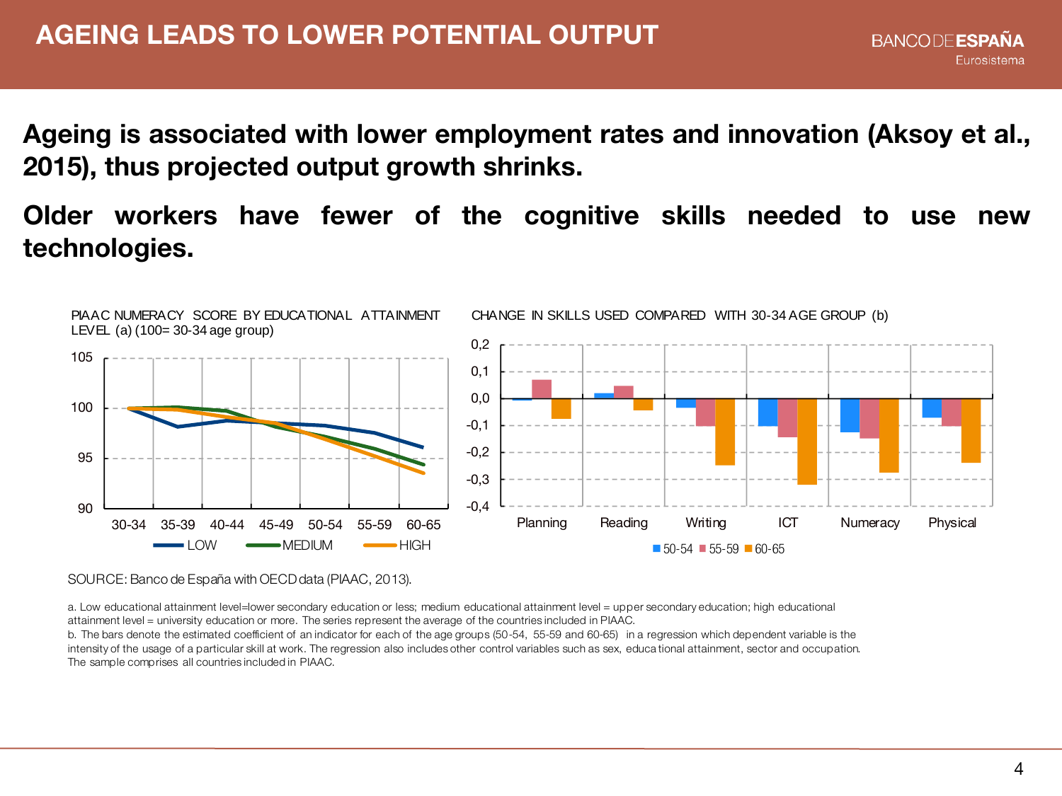# AGEING LEADS TO LOWER POTENTIAL OUTPUT

**Ageing is associated with lower employment rates and innovation (Aksoy et al., 2015), thus projected output growth shrinks.**

**Older workers have fewer of the cognitive skills needed to use new technologies.**

PIAAC NUMERACY SCORE BY EDUCATIONAL ATTAINMENT LEVEL (a) (100= 30-34 age group)

CHANGE IN SKILLS USED COMPARED WITH 30-34 AGE GROUP (b)

SOURCE: Banco de España with OECD data (PIAAC, 2013).

a. Low educational attainment level=lower secondary education or less; medium educational attainment level = upper secondary education; high educational attainment level = university education or more. The series represent the average of the countries included in PIAAC.

b. The bars denote the estimated coefficient of an indicator for each of the age groups (50-54, 55-59 and 60-65) in a regression which dependent variable is the intensity of the usage of a particular skill at work. The regression also includes other control variables such as sex, educational attainment, sector and occupation. The sample comprises all countries included in PIAAC.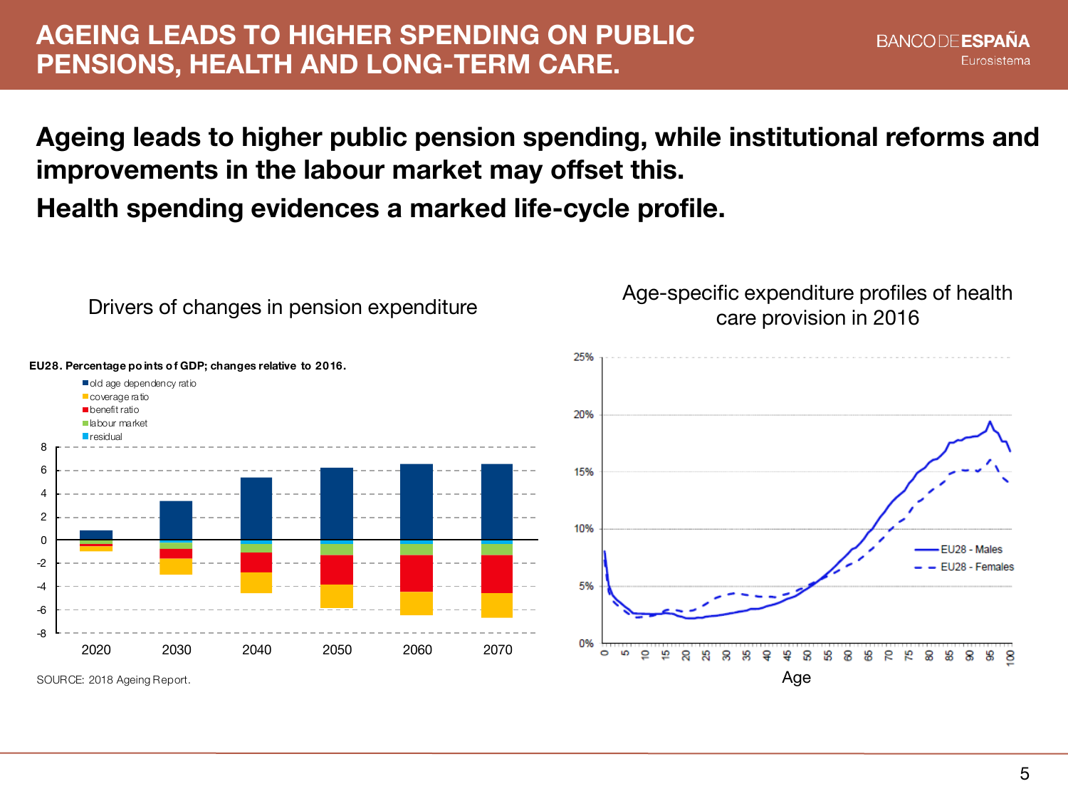# AGEING LEADS TO HIGHER SPENDING ON PUBLIC PENSIONS, HEALTH AND LONG-TERM CARE.

**Ageing leads to higher public pension spending, while institutional reforms and improvements in the labour market may offset this.**

**Health spending evidences a marked life-cycle profile.**

Drivers of changes in pension expenditure

**EU28. Percentage points of GDP; changes relative to 2016.**

- old age dependency ratio
- coverage ratio
- benefit ratio
- labour market
- residual

SOURCE: 2018 Ageing Report.

Age-specific expenditure profiles of health care provision in 2016

- EU28 - Males
- EU28 - Females

Age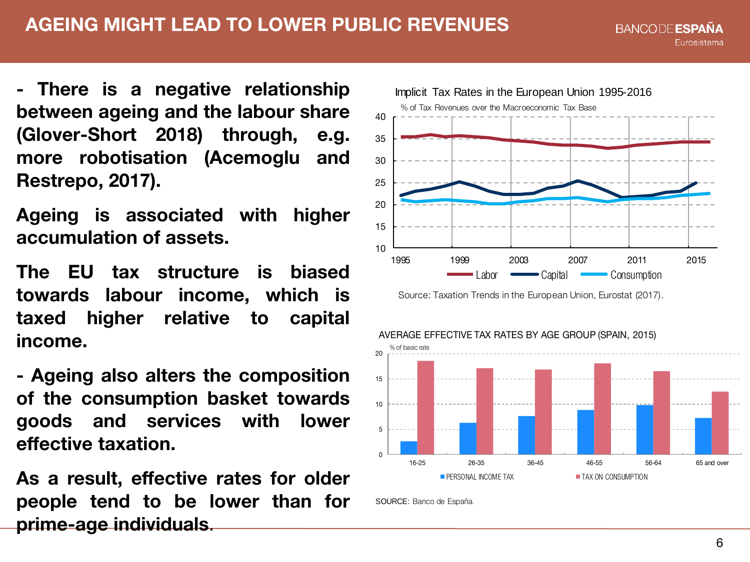# AGEING MIGHT LEAD TO LOWER PUBLIC REVENUES

- **There is a negative relationship between ageing and the labour share (Glover-Short 2018) through, e.g. more robotisation (Acemoglu and Restrepo, 2017).**

**Ageing is associated with higher accumulation of assets.**

**The EU tax structure is biased towards labour income, which is taxed higher relative to capital income.**

- **Ageing also alters the composition of the consumption basket towards goods and services with lower effective taxation.**

**As a result, effective rates for older people tend to be lower than for prime-age individuals.**

Implicit Tax Rates in the European Union 1995-2016

% of Tax Revenues over the Macroeconomic Tax Base

Labor, Capital, Consumption

Source: Taxation Trends in the European Union, Eurostat (2017).

AVERAGE EFFECTIVE TAX RATES BY AGE GROUP (SPAIN, 2015)

% of basic rate

PERSONAL INCOME TAX, TAX ON CONSUMPTION

SOURCE: Banco de España.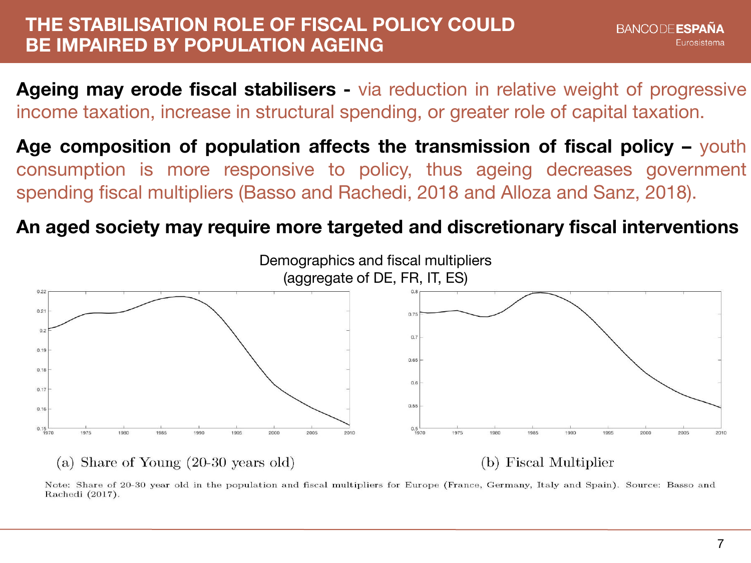# THE STABILISATION ROLE OF FISCAL POLICY COULD BE IMPAIRED BY POPULATION AGEING

**Ageing may erode fiscal stabilisers -** via reduction in relative weight of progressive income taxation, increase in structural spending, or greater role of capital taxation.

**Age composition of population affects the transmission of fiscal policy –** youth consumption is more responsive to policy, thus ageing decreases government spending fiscal multipliers (Basso and Rachedi, 2018 and Alloza and Sanz, 2018).

**An aged society may require more targeted and discretionary fiscal interventions**

Demographics and fiscal multipliers
(aggregate of DE, FR, IT, ES)

(a) Share of Young (20-30 years old)

(b) Fiscal Multiplier

Note: Share of 20-30 year old in the population and fiscal multipliers for Europe (France, Germany, Italy and Spain). Source: Basso and Rachedi (2017).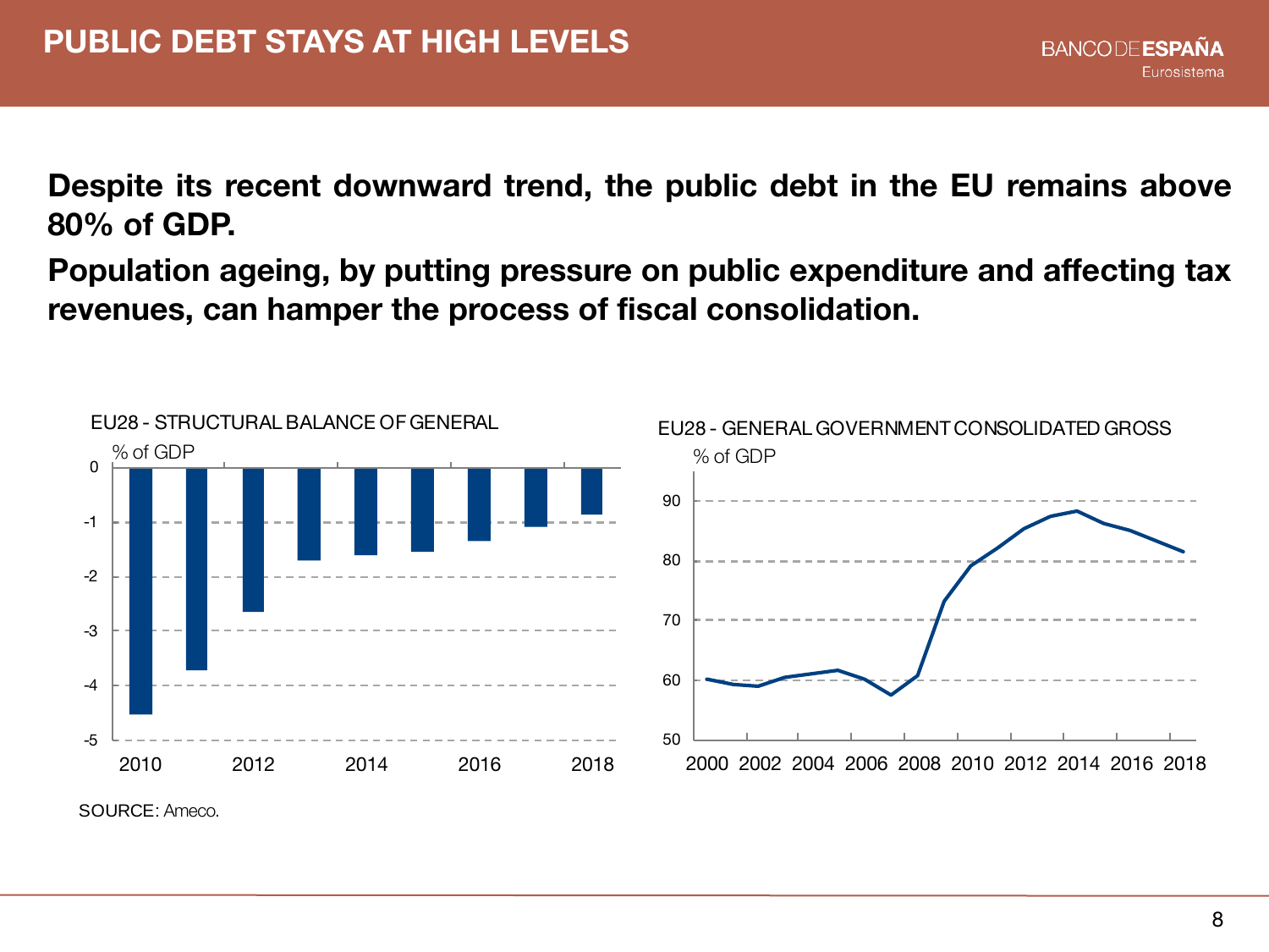# PUBLIC DEBT STAYS AT HIGH LEVELS

**Despite its recent downward trend, the public debt in the EU remains above 80% of GDP.**

**Population ageing, by putting pressure on public expenditure and affecting tax revenues, can hamper the process of fiscal consolidation.**

EU28 - STRUCTURAL BALANCE OF GENERAL

% of GDP

EU28 - GENERAL GOVERNMENT CONSOLIDATED GROSS

% of GDP

SOURCE: Ameco.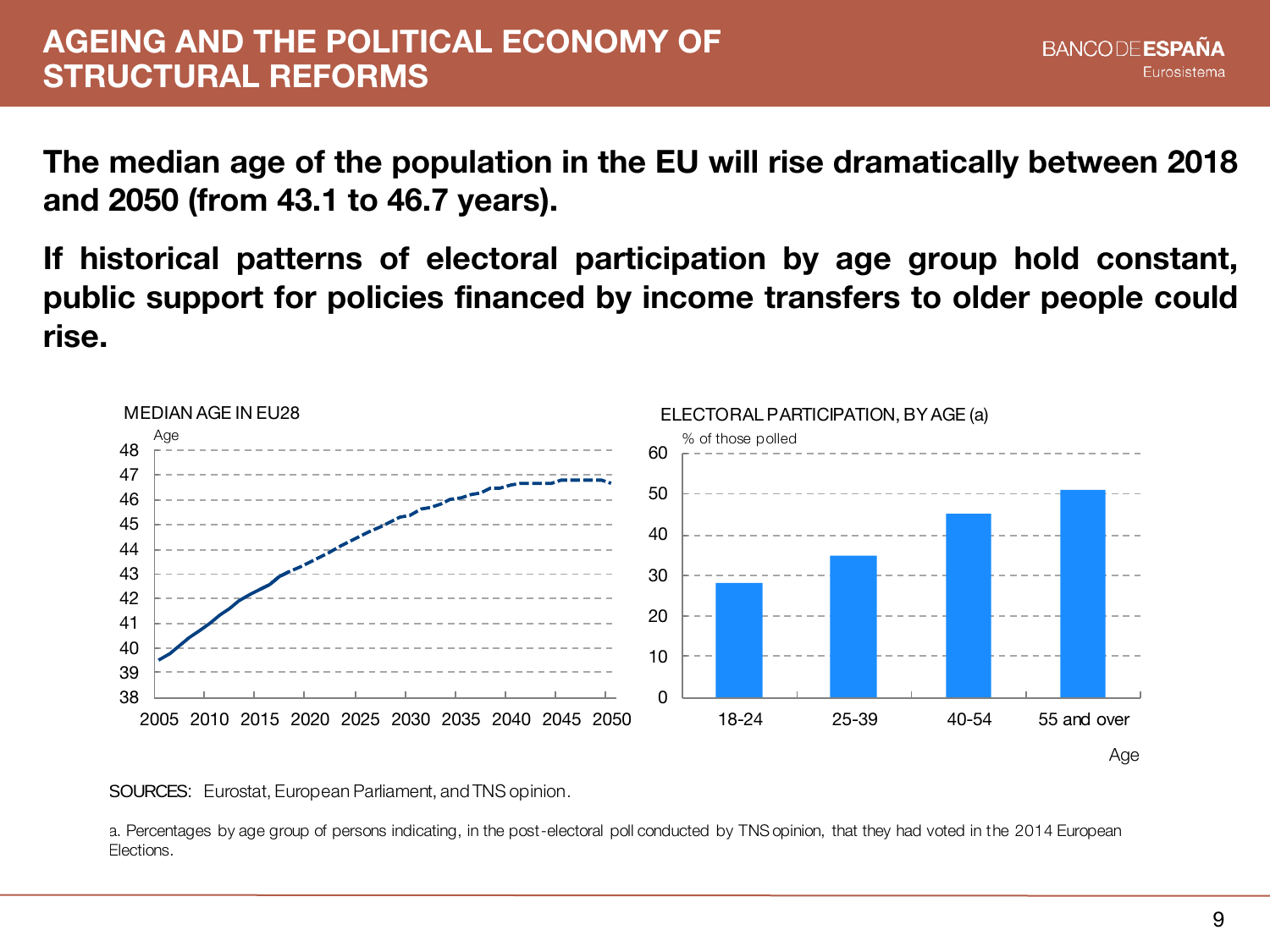# AGEING AND THE POLITICAL ECONOMY OF STRUCTURAL REFORMS

**The median age of the population in the EU will rise dramatically between 2018 and 2050 (from 43.1 to 46.7 years).**

**If historical patterns of electoral participation by age group hold constant, public support for policies financed by income transfers to older people could rise.**

MEDIAN AGE IN EU28

ELECTORAL PARTICIPATION, BY AGE (a)

SOURCES: Eurostat, European Parliament, and TNS opinion.

a. Percentages by age group of persons indicating, in the post-electoral poll conducted by TNS opinion, that they had voted in the 2014 European Elections.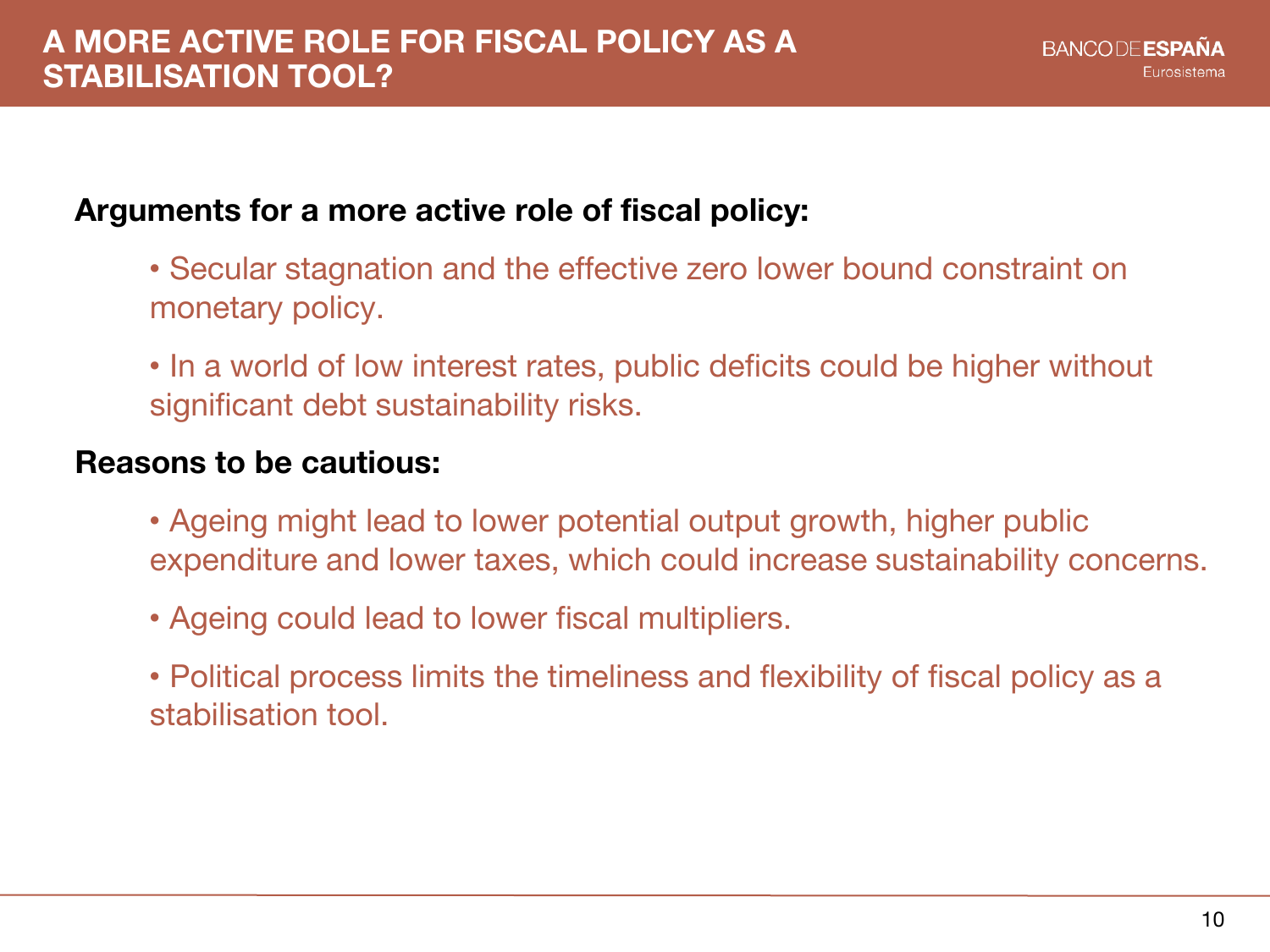# A MORE ACTIVE ROLE FOR FISCAL POLICY AS A STABILISATION TOOL?

**Arguments for a more active role of fiscal policy:**

- Secular stagnation and the effective zero lower bound constraint on monetary policy.
- In a world of low interest rates, public deficits could be higher without significant debt sustainability risks.

**Reasons to be cautious:**

- Ageing might lead to lower potential output growth, higher public expenditure and lower taxes, which could increase sustainability concerns.
- Ageing could lead to lower fiscal multipliers.
- Political process limits the timeliness and flexibility of fiscal policy as a stabilisation tool.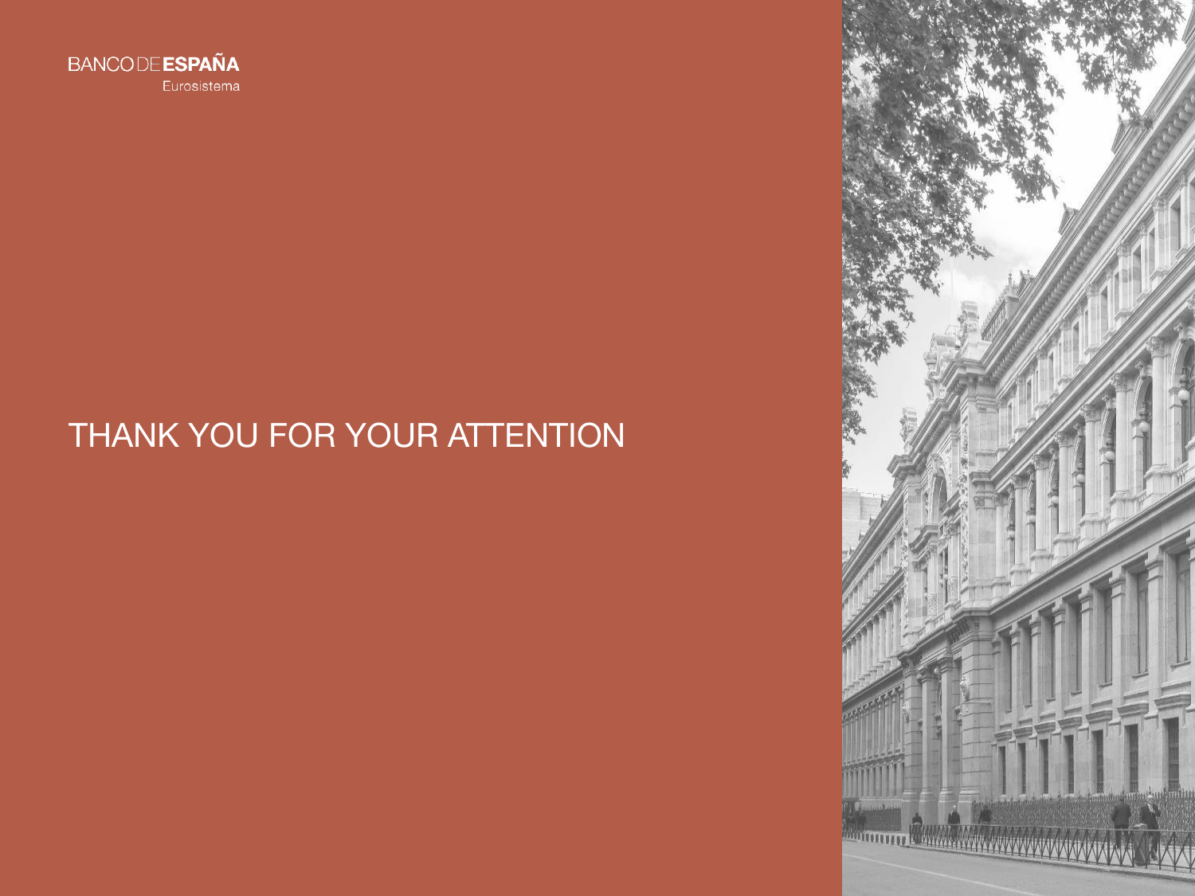BANCO DE ESPAÑA
Eurosistema

# THANK YOU FOR YOUR ATTENTION